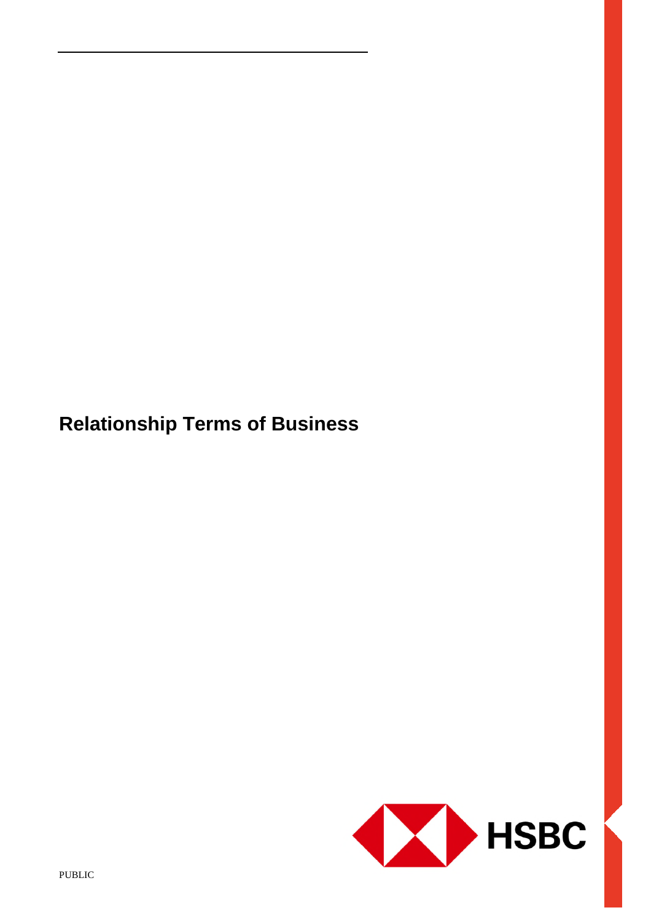# Relationship Terms of Business

HSBC

PUBLIC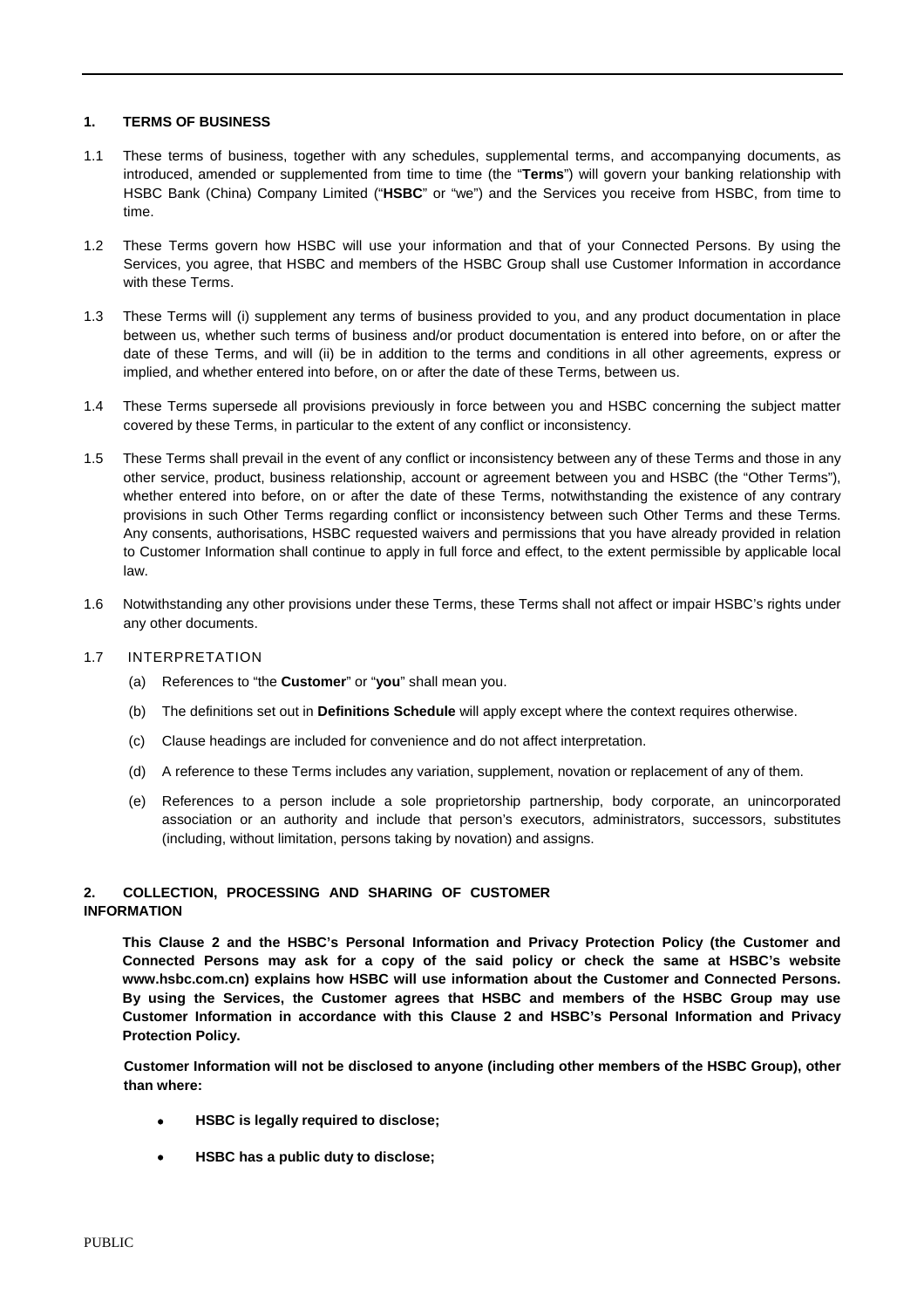## 1. TERMS OF BUSINESS

1.1 These terms of business, together with any schedules, supplemental terms, and accompanying documents, as introduced, amended or supplemented from time to time (the "**Terms**") will govern your banking relationship with HSBC Bank (China) Company Limited ("**HSBC**" or "we") and the Services you receive from HSBC, from time to time.

1.2 These Terms govern how HSBC will use your information and that of your Connected Persons. By using the Services, you agree, that HSBC and members of the HSBC Group shall use Customer Information in accordance with these Terms.

1.3 These Terms will (i) supplement any terms of business provided to you, and any product documentation in place between us, whether such terms of business and/or product documentation is entered into before, on or after the date of these Terms, and will (ii) be in addition to the terms and conditions in all other agreements, express or implied, and whether entered into before, on or after the date of these Terms, between us.

1.4 These Terms supersede all provisions previously in force between you and HSBC concerning the subject matter covered by these Terms, in particular to the extent of any conflict or inconsistency.

1.5 These Terms shall prevail in the event of any conflict or inconsistency between any of these Terms and those in any other service, product, business relationship, account or agreement between you and HSBC (the "Other Terms"), whether entered into before, on or after the date of these Terms, notwithstanding the existence of any contrary provisions in such Other Terms regarding conflict or inconsistency between such Other Terms and these Terms. Any consents, authorisations, HSBC requested waivers and permissions that you have already provided in relation to Customer Information shall continue to apply in full force and effect, to the extent permissible by applicable local law.

1.6 Notwithstanding any other provisions under these Terms, these Terms shall not affect or impair HSBC's rights under any other documents.

1.7 INTERPRETATION

(a) References to "the **Customer**" or "**you**" shall mean you.

(b) The definitions set out in **Definitions Schedule** will apply except where the context requires otherwise.

(c) Clause headings are included for convenience and do not affect interpretation.

(d) A reference to these Terms includes any variation, supplement, novation or replacement of any of them.

(e) References to a person include a sole proprietorship partnership, body corporate, an unincorporated association or an authority and include that person's executors, administrators, successors, substitutes (including, without limitation, persons taking by novation) and assigns.

## 2. COLLECTION, PROCESSING AND SHARING OF CUSTOMER INFORMATION

**This Clause 2 and the HSBC's Personal Information and Privacy Protection Policy (the Customer and Connected Persons may ask for a copy of the said policy or check the same at HSBC's website www.hsbc.com.cn) explains how HSBC will use information about the Customer and Connected Persons. By using the Services, the Customer agrees that HSBC and members of the HSBC Group may use Customer Information in accordance with this Clause 2 and HSBC's Personal Information and Privacy Protection Policy.**

**Customer Information will not be disclosed to anyone (including other members of the HSBC Group), other than where:**

- **HSBC is legally required to disclose;**
- **HSBC has a public duty to disclose;**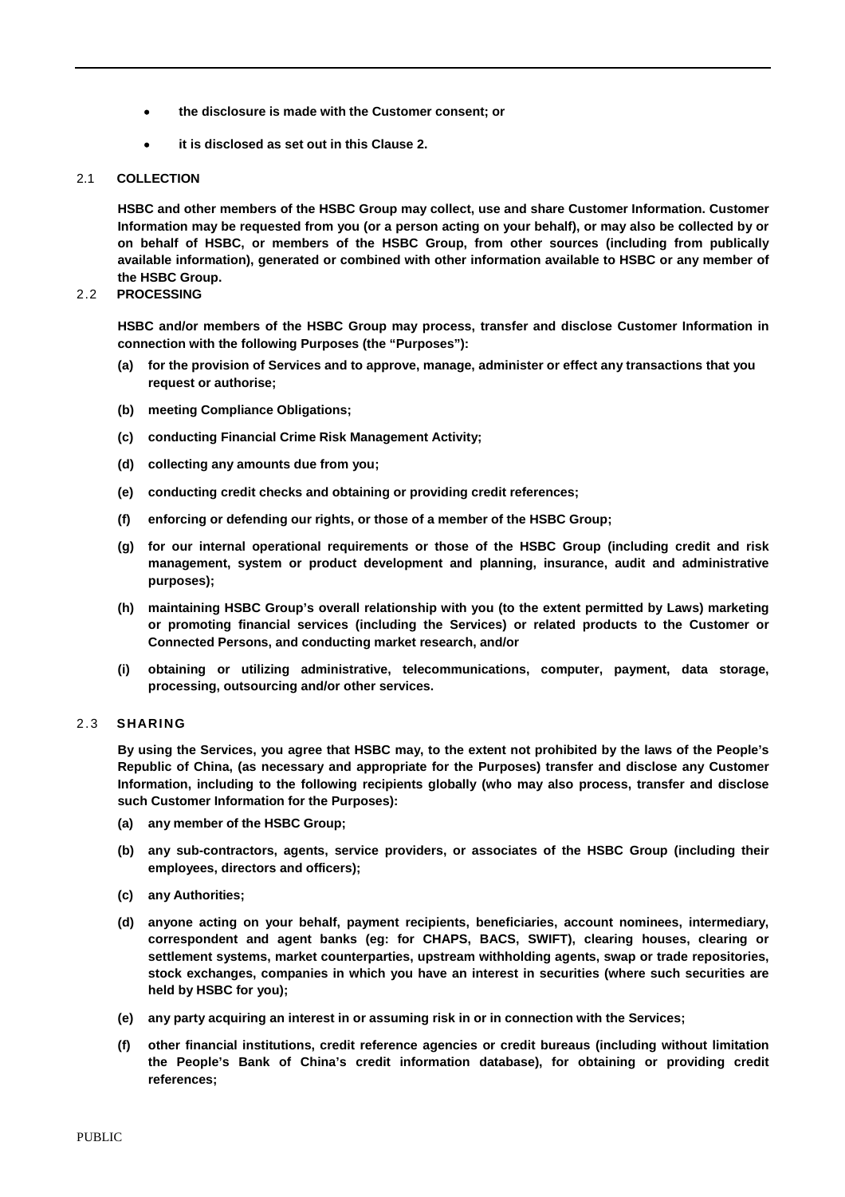- **the disclosure is made with the Customer consent; or**
- **it is disclosed as set out in this Clause 2.**

2.1 **COLLECTION**

**HSBC and other members of the HSBC Group may collect, use and share Customer Information. Customer Information may be requested from you (or a person acting on your behalf), or may also be collected by or on behalf of HSBC, or members of the HSBC Group, from other sources (including from publically available information), generated or combined with other information available to HSBC or any member of the HSBC Group.**

2.2 **PROCESSING**

**HSBC and/or members of the HSBC Group may process, transfer and disclose Customer Information in connection with the following Purposes (the "Purposes"):**

**(a) for the provision of Services and to approve, manage, administer or effect any transactions that you request or authorise;**

**(b) meeting Compliance Obligations;**

**(c) conducting Financial Crime Risk Management Activity;**

**(d) collecting any amounts due from you;**

**(e) conducting credit checks and obtaining or providing credit references;**

**(f) enforcing or defending our rights, or those of a member of the HSBC Group;**

**(g) for our internal operational requirements or those of the HSBC Group (including credit and risk management, system or product development and planning, insurance, audit and administrative purposes);**

**(h) maintaining HSBC Group's overall relationship with you (to the extent permitted by Laws) marketing or promoting financial services (including the Services) or related products to the Customer or Connected Persons, and conducting market research, and/or**

**(i) obtaining or utilizing administrative, telecommunications, computer, payment, data storage, processing, outsourcing and/or other services.**

2.3 **SHARING**

**By using the Services, you agree that HSBC may, to the extent not prohibited by the laws of the People's Republic of China, (as necessary and appropriate for the Purposes) transfer and disclose any Customer Information, including to the following recipients globally (who may also process, transfer and disclose such Customer Information for the Purposes):**

**(a) any member of the HSBC Group;**

**(b) any sub-contractors, agents, service providers, or associates of the HSBC Group (including their employees, directors and officers);**

**(c) any Authorities;**

**(d) anyone acting on your behalf, payment recipients, beneficiaries, account nominees, intermediary, correspondent and agent banks (eg: for CHAPS, BACS, SWIFT), clearing houses, clearing or settlement systems, market counterparties, upstream withholding agents, swap or trade repositories, stock exchanges, companies in which you have an interest in securities (where such securities are held by HSBC for you);**

**(e) any party acquiring an interest in or assuming risk in or in connection with the Services;**

**(f) other financial institutions, credit reference agencies or credit bureaus (including without limitation the People's Bank of China's credit information database), for obtaining or providing credit references;**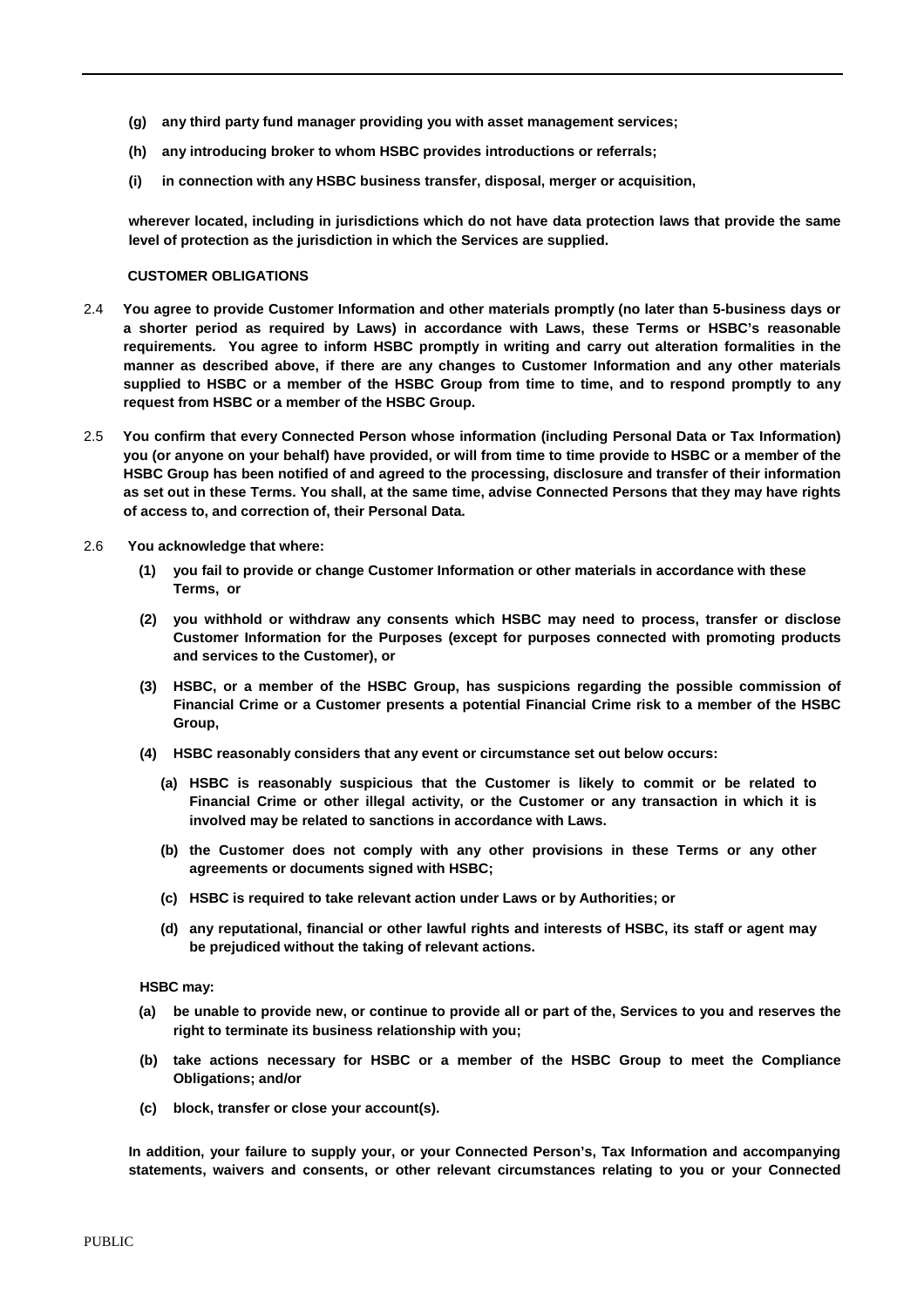**(g) any third party fund manager providing you with asset management services;**

**(h) any introducing broker to whom HSBC provides introductions or referrals;**

**(i) in connection with any HSBC business transfer, disposal, merger or acquisition,**

**wherever located, including in jurisdictions which do not have data protection laws that provide the same level of protection as the jurisdiction in which the Services are supplied.**

**CUSTOMER OBLIGATIONS**

2.4 **You agree to provide Customer Information and other materials promptly (no later than 5-business days or a shorter period as required by Laws) in accordance with Laws, these Terms or HSBC's reasonable requirements. You agree to inform HSBC promptly in writing and carry out alteration formalities in the manner as described above, if there are any changes to Customer Information and any other materials supplied to HSBC or a member of the HSBC Group from time to time, and to respond promptly to any request from HSBC or a member of the HSBC Group.**

2.5 **You confirm that every Connected Person whose information (including Personal Data or Tax Information) you (or anyone on your behalf) have provided, or will from time to time provide to HSBC or a member of the HSBC Group has been notified of and agreed to the processing, disclosure and transfer of their information as set out in these Terms. You shall, at the same time, advise Connected Persons that they may have rights of access to, and correction of, their Personal Data.**

2.6 **You acknowledge that where:**

**(1) you fail to provide or change Customer Information or other materials in accordance with these Terms, or**

**(2) you withhold or withdraw any consents which HSBC may need to process, transfer or disclose Customer Information for the Purposes (except for purposes connected with promoting products and services to the Customer), or**

**(3) HSBC, or a member of the HSBC Group, has suspicions regarding the possible commission of Financial Crime or a Customer presents a potential Financial Crime risk to a member of the HSBC Group,**

**(4) HSBC reasonably considers that any event or circumstance set out below occurs:**

**(a) HSBC is reasonably suspicious that the Customer is likely to commit or be related to Financial Crime or other illegal activity, or the Customer or any transaction in which it is involved may be related to sanctions in accordance with Laws.**

**(b) the Customer does not comply with any other provisions in these Terms or any other agreements or documents signed with HSBC;**

**(c) HSBC is required to take relevant action under Laws or by Authorities; or**

**(d) any reputational, financial or other lawful rights and interests of HSBC, its staff or agent may be prejudiced without the taking of relevant actions.**

**HSBC may:**

**(a) be unable to provide new, or continue to provide all or part of the, Services to you and reserves the right to terminate its business relationship with you;**

**(b) take actions necessary for HSBC or a member of the HSBC Group to meet the Compliance Obligations; and/or**

**(c) block, transfer or close your account(s).**

**In addition, your failure to supply your, or your Connected Person's, Tax Information and accompanying statements, waivers and consents, or other relevant circumstances relating to you or your Connected**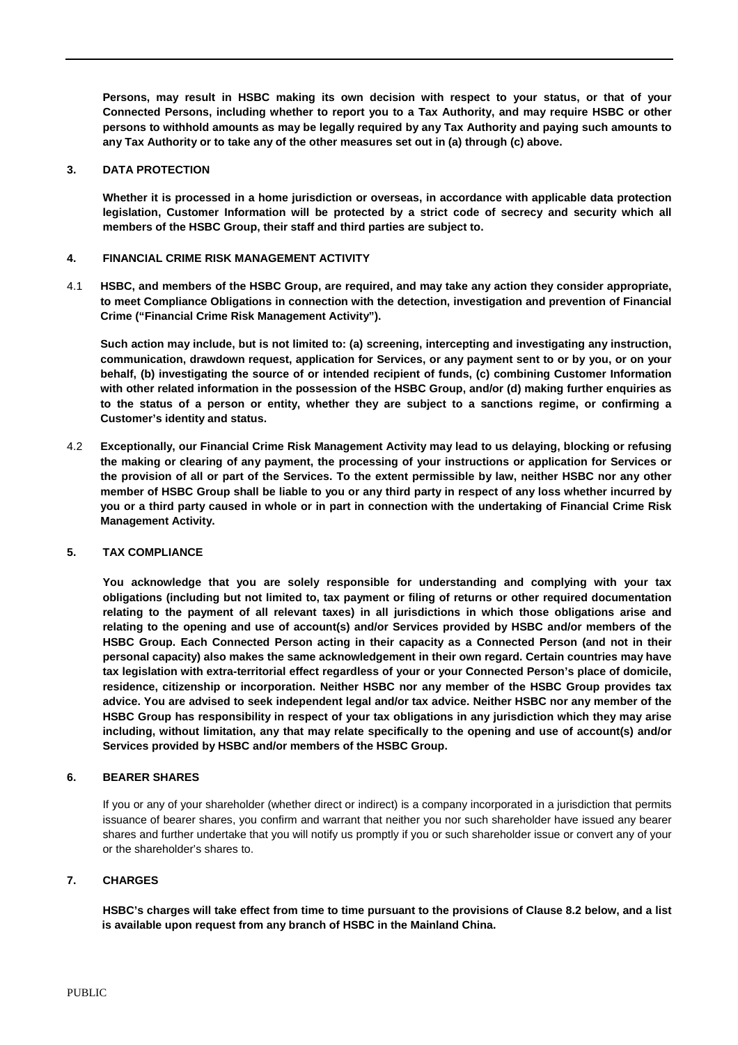**Persons, may result in HSBC making its own decision with respect to your status, or that of your Connected Persons, including whether to report you to a Tax Authority, and may require HSBC or other persons to withhold amounts as may be legally required by any Tax Authority and paying such amounts to any Tax Authority or to take any of the other measures set out in (a) through (c) above.**

## 3. DATA PROTECTION

**Whether it is processed in a home jurisdiction or overseas, in accordance with applicable data protection legislation, Customer Information will be protected by a strict code of secrecy and security which all members of the HSBC Group, their staff and third parties are subject to.**

## 4. FINANCIAL CRIME RISK MANAGEMENT ACTIVITY

4.1 **HSBC, and members of the HSBC Group, are required, and may take any action they consider appropriate, to meet Compliance Obligations in connection with the detection, investigation and prevention of Financial Crime ("Financial Crime Risk Management Activity").**

**Such action may include, but is not limited to: (a) screening, intercepting and investigating any instruction, communication, drawdown request, application for Services, or any payment sent to or by you, or on your behalf, (b) investigating the source of or intended recipient of funds, (c) combining Customer Information with other related information in the possession of the HSBC Group, and/or (d) making further enquiries as to the status of a person or entity, whether they are subject to a sanctions regime, or confirming a Customer's identity and status.**

4.2 **Exceptionally, our Financial Crime Risk Management Activity may lead to us delaying, blocking or refusing the making or clearing of any payment, the processing of your instructions or application for Services or the provision of all or part of the Services. To the extent permissible by law, neither HSBC nor any other member of HSBC Group shall be liable to you or any third party in respect of any loss whether incurred by you or a third party caused in whole or in part in connection with the undertaking of Financial Crime Risk Management Activity.**

## 5. TAX COMPLIANCE

**You acknowledge that you are solely responsible for understanding and complying with your tax obligations (including but not limited to, tax payment or filing of returns or other required documentation relating to the payment of all relevant taxes) in all jurisdictions in which those obligations arise and relating to the opening and use of account(s) and/or Services provided by HSBC and/or members of the HSBC Group. Each Connected Person acting in their capacity as a Connected Person (and not in their personal capacity) also makes the same acknowledgement in their own regard. Certain countries may have tax legislation with extra-territorial effect regardless of your or your Connected Person's place of domicile, residence, citizenship or incorporation. Neither HSBC nor any member of the HSBC Group provides tax advice. You are advised to seek independent legal and/or tax advice. Neither HSBC nor any member of the HSBC Group has responsibility in respect of your tax obligations in any jurisdiction which they may arise including, without limitation, any that may relate specifically to the opening and use of account(s) and/or Services provided by HSBC and/or members of the HSBC Group.**

## 6. BEARER SHARES

If you or any of your shareholder (whether direct or indirect) is a company incorporated in a jurisdiction that permits issuance of bearer shares, you confirm and warrant that neither you nor such shareholder have issued any bearer shares and further undertake that you will notify us promptly if you or such shareholder issue or convert any of your or the shareholder's shares to.

## 7. CHARGES

**HSBC's charges will take effect from time to time pursuant to the provisions of Clause 8.2 below, and a list is available upon request from any branch of HSBC in the Mainland China.**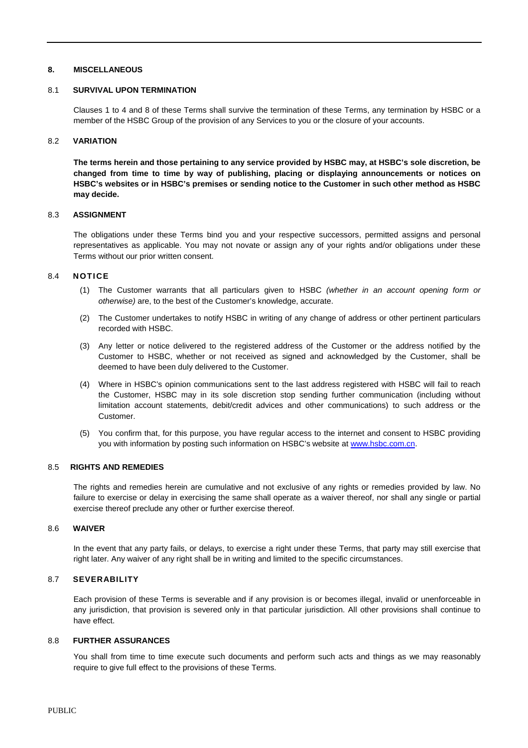## 8. MISCELLANEOUS

### 8.1 SURVIVAL UPON TERMINATION

Clauses 1 to 4 and 8 of these Terms shall survive the termination of these Terms, any termination by HSBC or a member of the HSBC Group of the provision of any Services to you or the closure of your accounts.

### 8.2 VARIATION

**The terms herein and those pertaining to any service provided by HSBC may, at HSBC's sole discretion, be changed from time to time by way of publishing, placing or displaying announcements or notices on HSBC's websites or in HSBC's premises or sending notice to the Customer in such other method as HSBC may decide.**

### 8.3 ASSIGNMENT

The obligations under these Terms bind you and your respective successors, permitted assigns and personal representatives as applicable. You may not novate or assign any of your rights and/or obligations under these Terms without our prior written consent.

### 8.4 NOTICE

(1) The Customer warrants that all particulars given to HSBC *(whether in an account opening form or otherwise)* are, to the best of the Customer's knowledge, accurate.

(2) The Customer undertakes to notify HSBC in writing of any change of address or other pertinent particulars recorded with HSBC.

(3) Any letter or notice delivered to the registered address of the Customer or the address notified by the Customer to HSBC, whether or not received as signed and acknowledged by the Customer, shall be deemed to have been duly delivered to the Customer.

(4) Where in HSBC's opinion communications sent to the last address registered with HSBC will fail to reach the Customer, HSBC may in its sole discretion stop sending further communication (including without limitation account statements, debit/credit advices and other communications) to such address or the Customer.

(5) You confirm that, for this purpose, you have regular access to the internet and consent to HSBC providing you with information by posting such information on HSBC's website at [www.hsbc.com.cn](www.hsbc.com.cn).

### 8.5 RIGHTS AND REMEDIES

The rights and remedies herein are cumulative and not exclusive of any rights or remedies provided by law. No failure to exercise or delay in exercising the same shall operate as a waiver thereof, nor shall any single or partial exercise thereof preclude any other or further exercise thereof.

### 8.6 WAIVER

In the event that any party fails, or delays, to exercise a right under these Terms, that party may still exercise that right later. Any waiver of any right shall be in writing and limited to the specific circumstances.

### 8.7 SEVERABILITY

Each provision of these Terms is severable and if any provision is or becomes illegal, invalid or unenforceable in any jurisdiction, that provision is severed only in that particular jurisdiction. All other provisions shall continue to have effect.

### 8.8 FURTHER ASSURANCES

You shall from time to time execute such documents and perform such acts and things as we may reasonably require to give full effect to the provisions of these Terms.

PUBLIC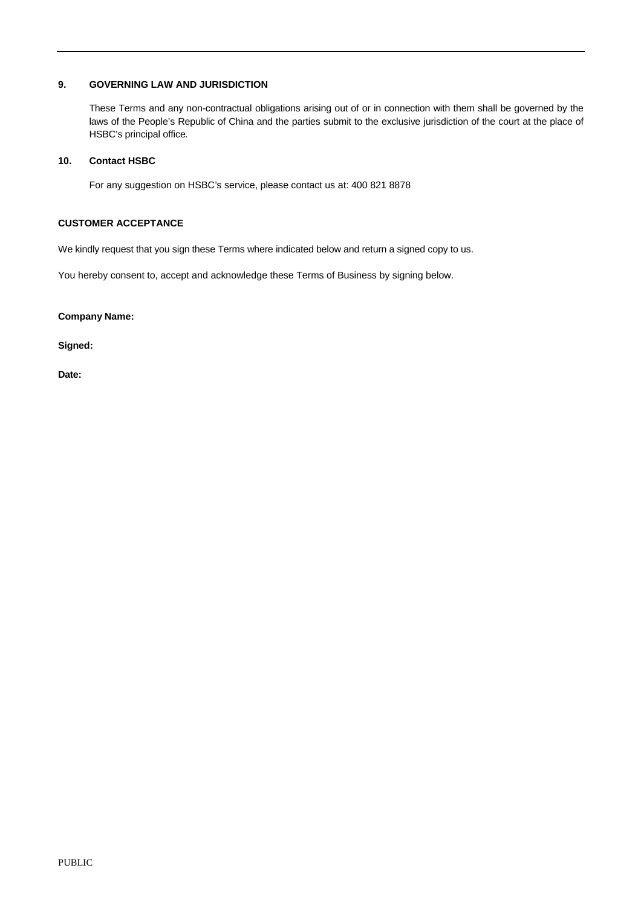## 9. GOVERNING LAW AND JURISDICTION

These Terms and any non-contractual obligations arising out of or in connection with them shall be governed by the laws of the People's Republic of China and the parties submit to the exclusive jurisdiction of the court at the place of HSBC's principal office.

## 10. Contact HSBC

For any suggestion on HSBC's service, please contact us at: 400 821 8878

## CUSTOMER ACCEPTANCE

We kindly request that you sign these Terms where indicated below and return a signed copy to us.

You hereby consent to, accept and acknowledge these Terms of Business by signing below.

**Company Name:**

**Signed:**

**Date:**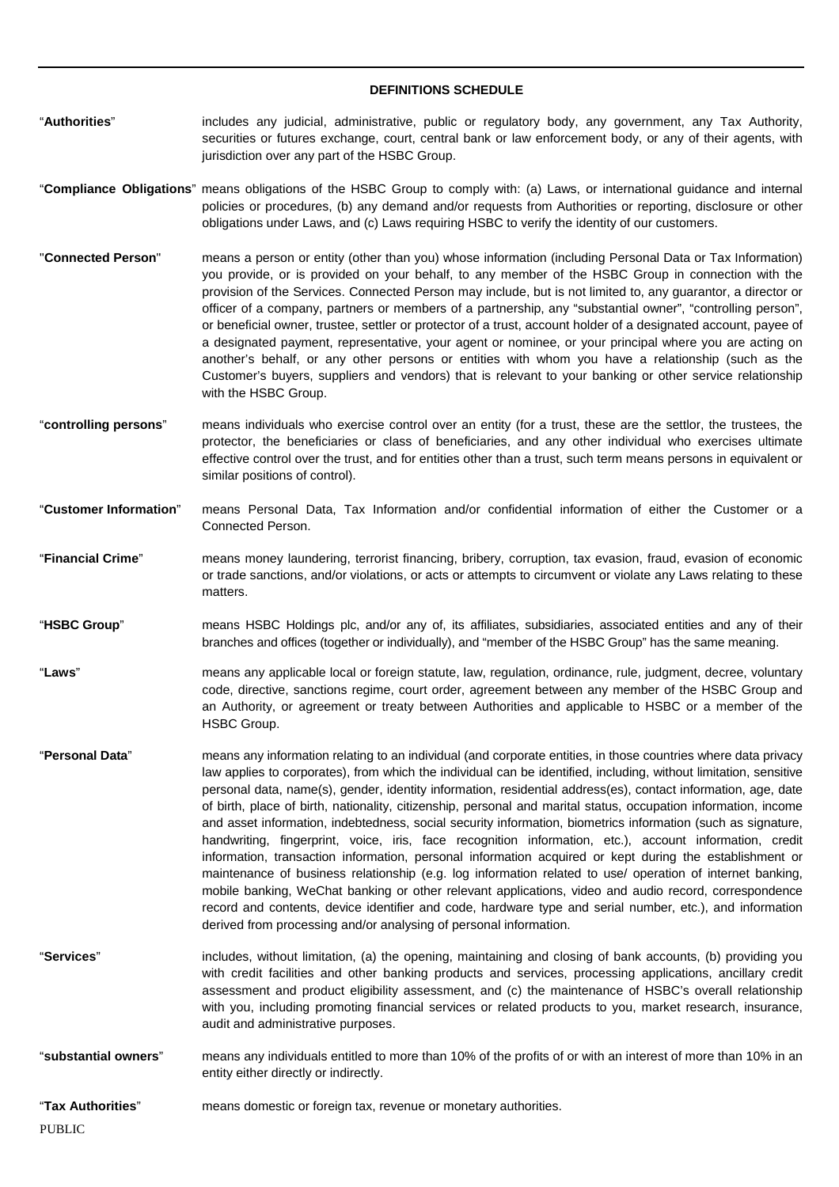## DEFINITIONS SCHEDULE

"**Authorities**" includes any judicial, administrative, public or regulatory body, any government, any Tax Authority, securities or futures exchange, court, central bank or law enforcement body, or any of their agents, with jurisdiction over any part of the HSBC Group.

"**Compliance Obligations**" means obligations of the HSBC Group to comply with: (a) Laws, or international guidance and internal policies or procedures, (b) any demand and/or requests from Authorities or reporting, disclosure or other obligations under Laws, and (c) Laws requiring HSBC to verify the identity of our customers.

"**Connected Person**" means a person or entity (other than you) whose information (including Personal Data or Tax Information) you provide, or is provided on your behalf, to any member of the HSBC Group in connection with the provision of the Services. Connected Person may include, but is not limited to, any guarantor, a director or officer of a company, partners or members of a partnership, any "substantial owner", "controlling person", or beneficial owner, trustee, settler or protector of a trust, account holder of a designated account, payee of a designated payment, representative, your agent or nominee, or your principal where you are acting on another's behalf, or any other persons or entities with whom you have a relationship (such as the Customer's buyers, suppliers and vendors) that is relevant to your banking or other service relationship with the HSBC Group.

"**controlling persons**" means individuals who exercise control over an entity (for a trust, these are the settlor, the trustees, the protector, the beneficiaries or class of beneficiaries, and any other individual who exercises ultimate effective control over the trust, and for entities other than a trust, such term means persons in equivalent or similar positions of control).

"**Customer Information**" means Personal Data, Tax Information and/or confidential information of either the Customer or a Connected Person.

"**Financial Crime**" means money laundering, terrorist financing, bribery, corruption, tax evasion, fraud, evasion of economic or trade sanctions, and/or violations, or acts or attempts to circumvent or violate any Laws relating to these matters.

"**HSBC Group**" means HSBC Holdings plc, and/or any of, its affiliates, subsidiaries, associated entities and any of their branches and offices (together or individually), and "member of the HSBC Group" has the same meaning.

"**Laws**" means any applicable local or foreign statute, law, regulation, ordinance, rule, judgment, decree, voluntary code, directive, sanctions regime, court order, agreement between any member of the HSBC Group and an Authority, or agreement or treaty between Authorities and applicable to HSBC or a member of the HSBC Group.

"**Personal Data**" means any information relating to an individual (and corporate entities, in those countries where data privacy law applies to corporates), from which the individual can be identified, including, without limitation, sensitive personal data, name(s), gender, identity information, residential address(es), contact information, age, date of birth, place of birth, nationality, citizenship, personal and marital status, occupation information, income and asset information, indebtedness, social security information, biometrics information (such as signature, handwriting, fingerprint, voice, iris, face recognition information, etc.), account information, credit information, transaction information, personal information acquired or kept during the establishment or maintenance of business relationship (e.g. log information related to use/ operation of internet banking, mobile banking, WeChat banking or other relevant applications, video and audio record, correspondence record and contents, device identifier and code, hardware type and serial number, etc.), and information derived from processing and/or analysing of personal information.

"**Services**" includes, without limitation, (a) the opening, maintaining and closing of bank accounts, (b) providing you with credit facilities and other banking products and services, processing applications, ancillary credit assessment and product eligibility assessment, and (c) the maintenance of HSBC's overall relationship with you, including promoting financial services or related products to you, market research, insurance, audit and administrative purposes.

"**substantial owners**" means any individuals entitled to more than 10% of the profits of or with an interest of more than 10% in an entity either directly or indirectly.

"**Tax Authorities**" means domestic or foreign tax, revenue or monetary authorities.

PUBLIC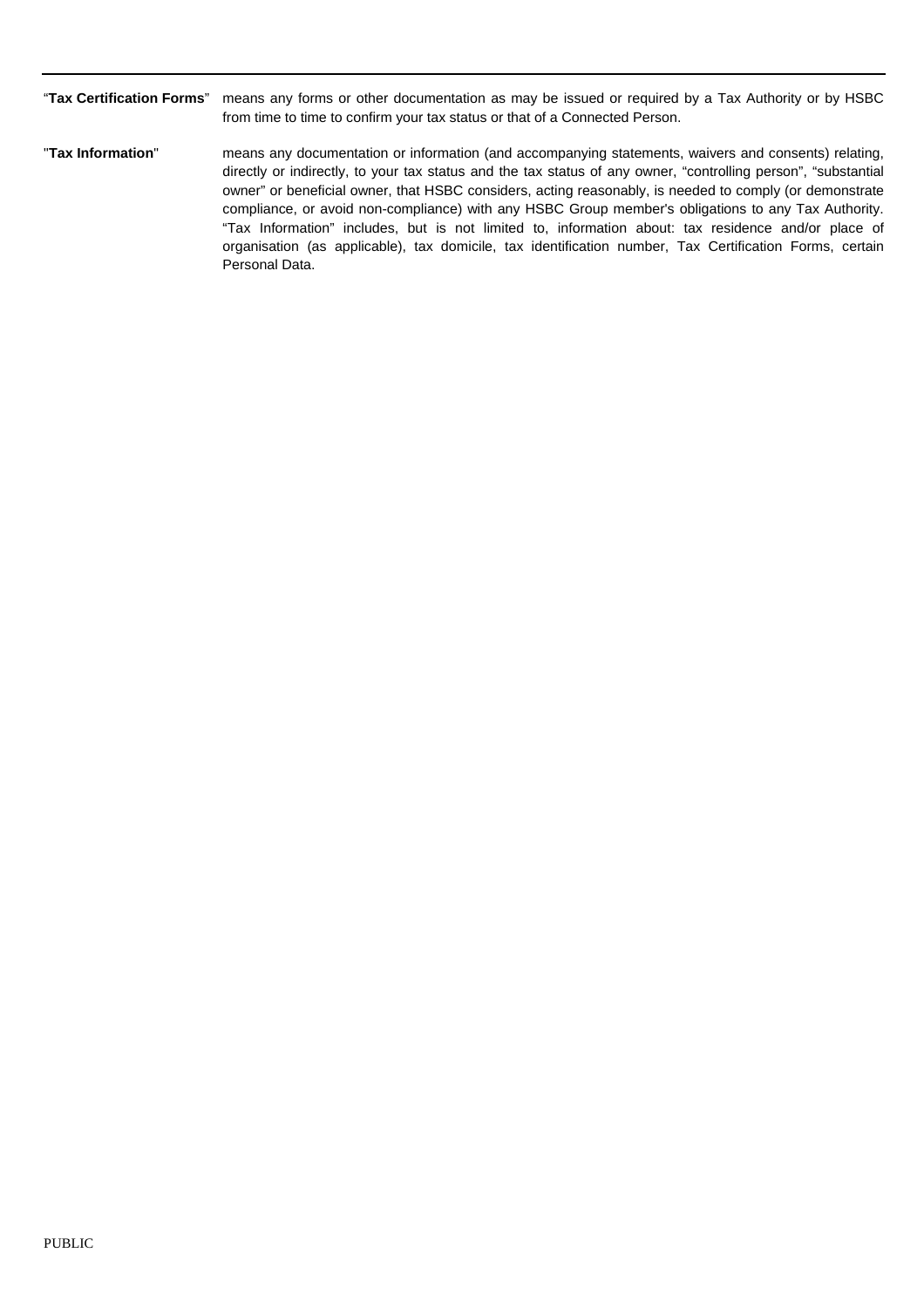"**Tax Certification Forms**" means any forms or other documentation as may be issued or required by a Tax Authority or by HSBC from time to time to confirm your tax status or that of a Connected Person.

"**Tax Information**" means any documentation or information (and accompanying statements, waivers and consents) relating, directly or indirectly, to your tax status and the tax status of any owner, "controlling person", "substantial owner" or beneficial owner, that HSBC considers, acting reasonably, is needed to comply (or demonstrate compliance, or avoid non-compliance) with any HSBC Group member's obligations to any Tax Authority. "Tax Information" includes, but is not limited to, information about: tax residence and/or place of organisation (as applicable), tax domicile, tax identification number, Tax Certification Forms, certain Personal Data.

PUBLIC